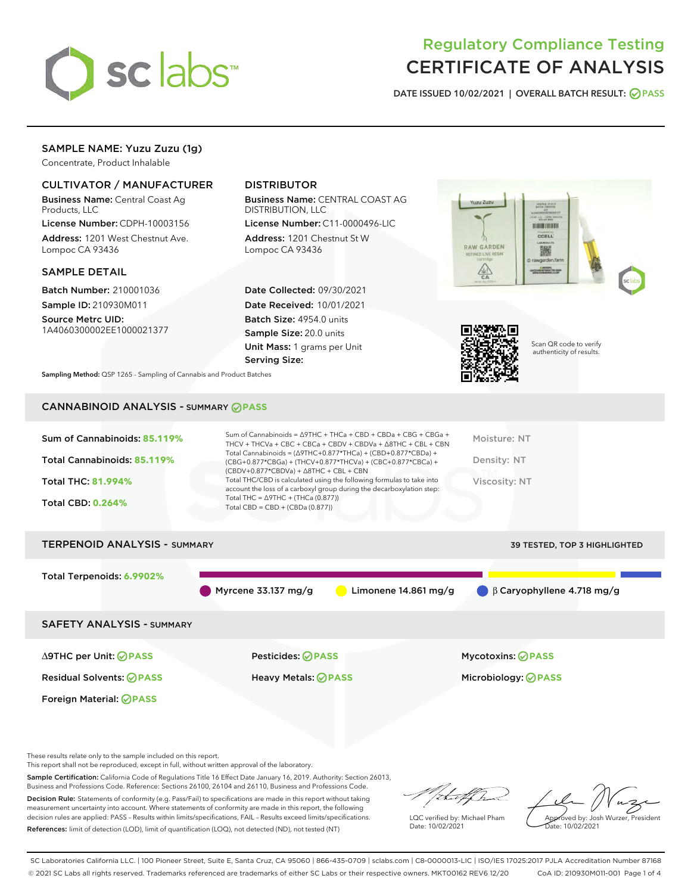# Regulatory Compliance Testing
# CERTIFICATE OF ANALYSIS

**DATE ISSUED 10/02/2021 | OVERALL BATCH RESULT: PASS**

## SAMPLE NAME: Yuzu Zuzu (1g)

Concentrate, Product Inhalable

### CULTIVATOR / MANUFACTURER

**Business Name:** Central Coast Ag Products, LLC
**License Number:** CDPH-10003156
**Address:** 1201 West Chestnut Ave. Lompoc CA 93436

### DISTRIBUTOR

**Business Name:** CENTRAL COAST AG DISTRIBUTION, LLC
**License Number:** C11-0000496-LIC
**Address:** 1201 Chestnut St W Lompoc CA 93436

### SAMPLE DETAIL

**Batch Number:** 210001036
**Sample ID:** 210930M011
**Source Metrc UID:** 1A4060300002EE1000021377

**Date Collected:** 09/30/2021
**Date Received:** 10/01/2021
**Batch Size:** 4954.0 units
**Sample Size:** 20.0 units
**Unit Mass:** 1 grams per Unit
**Serving Size:**

Scan QR code to verify authenticity of results.

**Sampling Method:** QSP 1265 - Sampling of Cannabis and Product Batches

## CANNABINOID ANALYSIS - SUMMARY PASS

**Sum of Cannabinoids: 85.119%**
**Total Cannabinoids: 85.119%**
**Total THC: 81.994%**
**Total CBD: 0.264%**

Sum of Cannabinoids = Δ9THC + THCa + CBD + CBDa + CBG + CBGa + THCV + THCVa + CBC + CBCa + CBDV + CBDVa + Δ8THC + CBL + CBN
Total Cannabinoids = (Δ9THC+0.877*THCa) + (CBD+0.877*CBDa) + (CBG+0.877*CBGa) + (THCV+0.877*THCVa) + (CBC+0.877*CBCa) + (CBDV+0.877*CBDVa) + Δ8THC + CBL + CBN
Total THC/CBD is calculated using the following formulas to take into account the loss of a carboxyl group during the decarboxylation step:
Total THC = Δ9THC + (THCa (0.877))
Total CBD = CBD + (CBDa (0.877))

Moisture: NT
Density: NT
Viscosity: NT

## TERPENOID ANALYSIS - SUMMARY

39 TESTED, TOP 3 HIGHLIGHTED

**Total Terpenoids: 6.9902%**

Myrcene 33.137 mg/g | Limonene 14.861 mg/g | β Caryophyllene 4.718 mg/g

## SAFETY ANALYSIS - SUMMARY

| | | |
|---|---|---|
| Δ9THC per Unit: PASS | Pesticides: PASS | Mycotoxins: PASS |
| Residual Solvents: PASS | Heavy Metals: PASS | Microbiology: PASS |
| Foreign Material: PASS | | |

These results relate only to the sample included on this report.
This report shall not be reproduced, except in full, without written approval of the laboratory.

**Sample Certification:** California Code of Regulations Title 16 Effect Date January 16, 2019. Authority: Section 26013, Business and Professions Code. Reference: Sections 26100, 26104 and 26110, Business and Professions Code.

**Decision Rule:** Statements of conformity (e.g. Pass/Fail) to specifications are made in this report without taking measurement uncertainty into account. Where statements of conformity are made in this report, the following decision rules are applied: PASS – Results within limits/specifications, FAIL – Results exceed limits/specifications.

**References:** limit of detection (LOD), limit of quantification (LOQ), not detected (ND), not tested (NT)

LQC verified by: Michael Pham
Date: 10/02/2021

Approved by: Josh Wurzer, President
Date: 10/02/2021

SC Laboratories California LLC. | 100 Pioneer Street, Suite E, Santa Cruz, CA 95060 | 866-435-0709 | sclabs.com | C8-0000013-LIC | ISO/IES 17025:2017 PJLA Accreditation Number 87168
© 2021 SC Labs all rights reserved. Trademarks referenced are trademarks of either SC Labs or their respective owners. MKT00162 REV6 12/20 CoA ID: 210930M011-001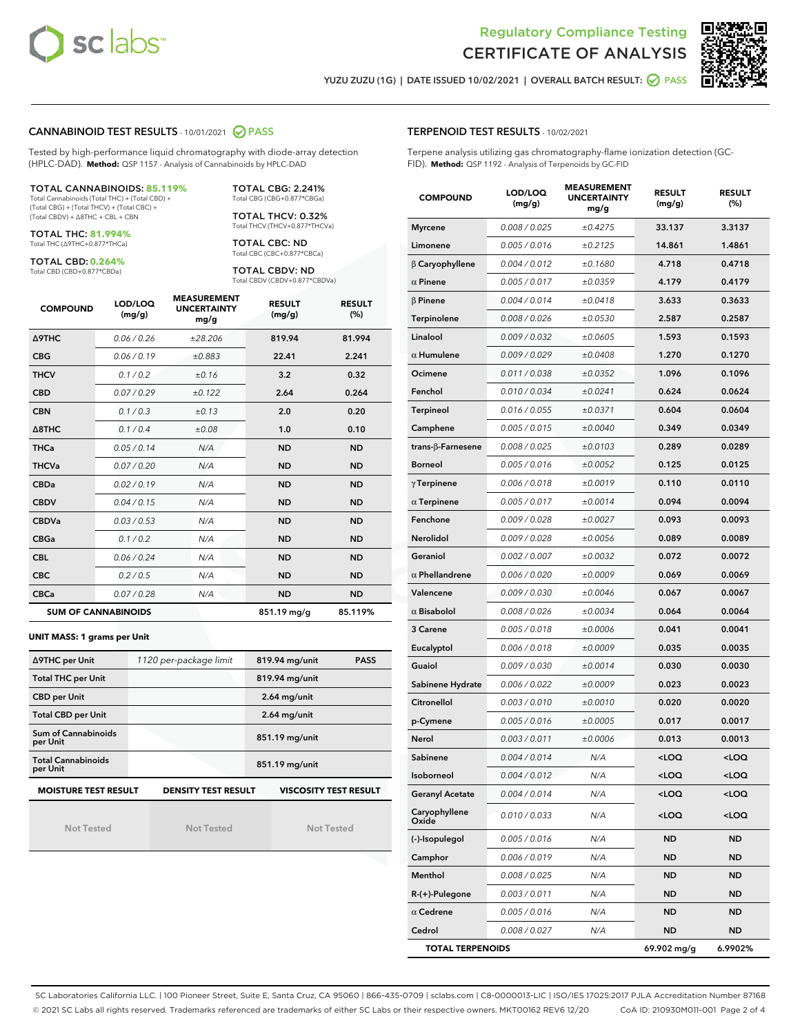# Regulatory Compliance Testing
# CERTIFICATE OF ANALYSIS

YUZU ZUZU (1G) | DATE ISSUED 10/02/2021 | OVERALL BATCH RESULT: PASS

## CANNABINOID TEST RESULTS - 10/01/2021 PASS

Tested by high-performance liquid chromatography with diode-array detection (HPLC-DAD). **Method:** QSP 1157 - Analysis of Cannabinoids by HPLC-DAD

**TOTAL CANNABINOIDS: 85.119%**
Total Cannabinoids (Total THC) + (Total CBD) + (Total CBG) + (Total THCV) + (Total CBC) + (Total CBDV) + Δ8THC + CBL + CBN

**TOTAL THC: 81.994%**
Total THC (Δ9THC+0.877*THCa)

**TOTAL CBD: 0.264%**
Total CBD (CBD+0.877*CBDa)

**TOTAL CBG: 2.241%**
Total CBG (CBG+0.877*CBGa)

**TOTAL THCV: 0.32%**
Total THCV (THCV+0.877*THCVa)

**TOTAL CBC: ND**
Total CBC (CBC+0.877*CBCa)

**TOTAL CBDV: ND**
Total CBDV (CBDV+0.877*CBDVa)

| COMPOUND | LOD/LOQ (mg/g) | MEASUREMENT UNCERTAINTY mg/g | RESULT (mg/g) | RESULT (%) |
|---|---|---|---|---|
| Δ9THC | 0.06 / 0.26 | ±28.206 | 819.94 | 81.994 |
| CBG | 0.06 / 0.19 | ±0.883 | 22.41 | 2.241 |
| THCV | 0.1 / 0.2 | ±0.16 | 3.2 | 0.32 |
| CBD | 0.07 / 0.29 | ±0.122 | 2.64 | 0.264 |
| CBN | 0.1 / 0.3 | ±0.13 | 2.0 | 0.20 |
| Δ8THC | 0.1 / 0.4 | ±0.08 | 1.0 | 0.10 |
| THCa | 0.05 / 0.14 | N/A | ND | ND |
| THCVa | 0.07 / 0.20 | N/A | ND | ND |
| CBDa | 0.02 / 0.19 | N/A | ND | ND |
| CBDV | 0.04 / 0.15 | N/A | ND | ND |
| CBDVa | 0.03 / 0.53 | N/A | ND | ND |
| CBGa | 0.1 / 0.2 | N/A | ND | ND |
| CBL | 0.06 / 0.24 | N/A | ND | ND |
| CBC | 0.2 / 0.5 | N/A | ND | ND |
| CBCa | 0.07 / 0.28 | N/A | ND | ND |
| **SUM OF CANNABINOIDS** | | | 851.19 mg/g | 85.119% |

**UNIT MASS: 1 grams per Unit**

| | | | |
|---|---|---|---|
| Δ9THC per Unit | 1120 per-package limit | 819.94 mg/unit | PASS |
| Total THC per Unit | | 819.94 mg/unit | |
| CBD per Unit | | 2.64 mg/unit | |
| Total CBD per Unit | | 2.64 mg/unit | |
| Sum of Cannabinoids per Unit | | 851.19 mg/unit | |
| Total Cannabinoids per Unit | | 851.19 mg/unit | |

| MOISTURE TEST RESULT | DENSITY TEST RESULT | VISCOSITY TEST RESULT |
|---|---|---|
| Not Tested | Not Tested | Not Tested |

## TERPENOID TEST RESULTS - 10/02/2021

Terpene analysis utilizing gas chromatography-flame ionization detection (GC-FID). **Method:** QSP 1192 - Analysis of Terpenoids by GC-FID

| COMPOUND | LOD/LOQ (mg/g) | MEASUREMENT UNCERTAINTY mg/g | RESULT (mg/g) | RESULT (%) |
|---|---|---|---|---|
| Myrcene | 0.008 / 0.025 | ±0.4275 | 33.137 | 3.3137 |
| Limonene | 0.005 / 0.016 | ±0.2125 | 14.861 | 1.4861 |
| β Caryophyllene | 0.004 / 0.012 | ±0.1680 | 4.718 | 0.4718 |
| α Pinene | 0.005 / 0.017 | ±0.0359 | 4.179 | 0.4179 |
| β Pinene | 0.004 / 0.014 | ±0.0418 | 3.633 | 0.3633 |
| Terpinolene | 0.008 / 0.026 | ±0.0530 | 2.587 | 0.2587 |
| Linalool | 0.009 / 0.032 | ±0.0605 | 1.593 | 0.1593 |
| α Humulene | 0.009 / 0.029 | ±0.0408 | 1.270 | 0.1270 |
| Ocimene | 0.011 / 0.038 | ±0.0352 | 1.096 | 0.1096 |
| Fenchol | 0.010 / 0.034 | ±0.0241 | 0.624 | 0.0624 |
| Terpineol | 0.016 / 0.055 | ±0.0371 | 0.604 | 0.0604 |
| Camphene | 0.005 / 0.015 | ±0.0040 | 0.349 | 0.0349 |
| trans-β-Farnesene | 0.008 / 0.025 | ±0.0103 | 0.289 | 0.0289 |
| Borneol | 0.005 / 0.016 | ±0.0052 | 0.125 | 0.0125 |
| γ Terpinene | 0.006 / 0.018 | ±0.0019 | 0.110 | 0.0110 |
| α Terpinene | 0.005 / 0.017 | ±0.0014 | 0.094 | 0.0094 |
| Fenchone | 0.009 / 0.028 | ±0.0027 | 0.093 | 0.0093 |
| Nerolidol | 0.009 / 0.028 | ±0.0056 | 0.089 | 0.0089 |
| Geraniol | 0.002 / 0.007 | ±0.0032 | 0.072 | 0.0072 |
| α Phellandrene | 0.006 / 0.020 | ±0.0009 | 0.069 | 0.0069 |
| Valencene | 0.009 / 0.030 | ±0.0046 | 0.067 | 0.0067 |
| α Bisabolol | 0.008 / 0.026 | ±0.0034 | 0.064 | 0.0064 |
| 3 Carene | 0.005 / 0.018 | ±0.0006 | 0.041 | 0.0041 |
| Eucalyptol | 0.006 / 0.018 | ±0.0009 | 0.035 | 0.0035 |
| Guaiol | 0.009 / 0.030 | ±0.0014 | 0.030 | 0.0030 |
| Sabinene Hydrate | 0.006 / 0.022 | ±0.0009 | 0.023 | 0.0023 |
| Citronellol | 0.003 / 0.010 | ±0.0010 | 0.020 | 0.0020 |
| p-Cymene | 0.005 / 0.016 | ±0.0005 | 0.017 | 0.0017 |
| Nerol | 0.003 / 0.011 | ±0.0006 | 0.013 | 0.0013 |
| Sabinene | 0.004 / 0.014 | N/A | <LOQ | <LOQ |
| Isoborneol | 0.004 / 0.012 | N/A | <LOQ | <LOQ |
| Geranyl Acetate | 0.004 / 0.014 | N/A | <LOQ | <LOQ |
| Caryophyllene Oxide | 0.010 / 0.033 | N/A | <LOQ | <LOQ |
| (-)-Isopulegol | 0.005 / 0.016 | N/A | ND | ND |
| Camphor | 0.006 / 0.019 | N/A | ND | ND |
| Menthol | 0.008 / 0.025 | N/A | ND | ND |
| R-(+)-Pulegone | 0.003 / 0.011 | N/A | ND | ND |
| α Cedrene | 0.005 / 0.016 | N/A | ND | ND |
| Cedrol | 0.008 / 0.027 | N/A | ND | ND |
| **TOTAL TERPENOIDS** | | | 69.902 mg/g | 6.9902% |

SC Laboratories California LLC. | 100 Pioneer Street, Suite E, Santa Cruz, CA 95060 | 866-435-0709 | sclabs.com | C8-0000013-LIC | ISO/IES 17025:2017 PJLA Accreditation Number 87168
© 2021 SC Labs all rights reserved. Trademarks referenced are trademarks of either SC Labs or their respective owners. MKT00162 REV6 12/20 CoA ID: 210930M011-001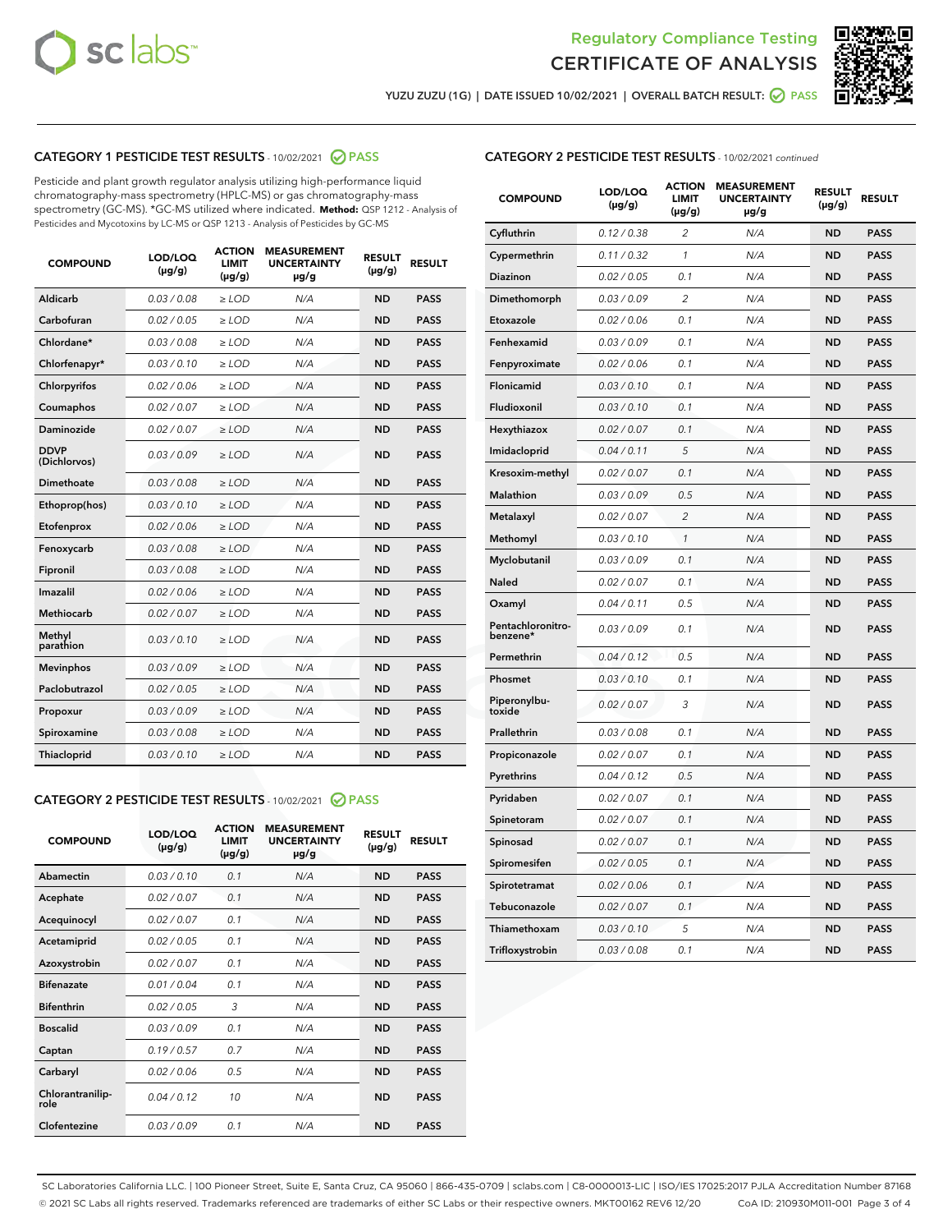YUZU ZUZU (1G) | DATE ISSUED 10/02/2021 | OVERALL BATCH RESULT: PASS

## CATEGORY 1 PESTICIDE TEST RESULTS - 10/02/2021 PASS

Pesticide and plant growth regulator analysis utilizing high-performance liquid chromatography-mass spectrometry (HPLC-MS) or gas chromatography-mass spectrometry (GC-MS). *GC-MS utilized where indicated. **Method:** QSP 1212 - Analysis of Pesticides and Mycotoxins by LC-MS or QSP 1213 - Analysis of Pesticides by GC-MS

| COMPOUND | LOD/LOQ (µg/g) | ACTION LIMIT (µg/g) | MEASUREMENT UNCERTAINTY µg/g | RESULT (µg/g) | RESULT |
|---|---|---|---|---|---|
| Aldicarb | 0.03 / 0.08 | ≥ LOD | N/A | ND | PASS |
| Carbofuran | 0.02 / 0.05 | ≥ LOD | N/A | ND | PASS |
| Chlordane* | 0.03 / 0.08 | ≥ LOD | N/A | ND | PASS |
| Chlorfenapyr* | 0.03 / 0.10 | ≥ LOD | N/A | ND | PASS |
| Chlorpyrifos | 0.02 / 0.06 | ≥ LOD | N/A | ND | PASS |
| Coumaphos | 0.02 / 0.07 | ≥ LOD | N/A | ND | PASS |
| Daminozide | 0.02 / 0.07 | ≥ LOD | N/A | ND | PASS |
| DDVP (Dichlorvos) | 0.03 / 0.09 | ≥ LOD | N/A | ND | PASS |
| Dimethoate | 0.03 / 0.08 | ≥ LOD | N/A | ND | PASS |
| Ethoprop(hos) | 0.03 / 0.10 | ≥ LOD | N/A | ND | PASS |
| Etofenprox | 0.02 / 0.06 | ≥ LOD | N/A | ND | PASS |
| Fenoxycarb | 0.03 / 0.08 | ≥ LOD | N/A | ND | PASS |
| Fipronil | 0.03 / 0.08 | ≥ LOD | N/A | ND | PASS |
| Imazalil | 0.02 / 0.06 | ≥ LOD | N/A | ND | PASS |
| Methiocarb | 0.02 / 0.07 | ≥ LOD | N/A | ND | PASS |
| Methyl parathion | 0.03 / 0.10 | ≥ LOD | N/A | ND | PASS |
| Mevinphos | 0.03 / 0.09 | ≥ LOD | N/A | ND | PASS |
| Paclobutrazol | 0.02 / 0.05 | ≥ LOD | N/A | ND | PASS |
| Propoxur | 0.03 / 0.09 | ≥ LOD | N/A | ND | PASS |
| Spiroxamine | 0.03 / 0.08 | ≥ LOD | N/A | ND | PASS |
| Thiacloprid | 0.03 / 0.10 | ≥ LOD | N/A | ND | PASS |

## CATEGORY 2 PESTICIDE TEST RESULTS - 10/02/2021 PASS

| COMPOUND | LOD/LOQ (µg/g) | ACTION LIMIT (µg/g) | MEASUREMENT UNCERTAINTY µg/g | RESULT (µg/g) | RESULT |
|---|---|---|---|---|---|
| Abamectin | 0.03 / 0.10 | 0.1 | N/A | ND | PASS |
| Acephate | 0.02 / 0.07 | 0.1 | N/A | ND | PASS |
| Acequinocyl | 0.02 / 0.07 | 0.1 | N/A | ND | PASS |
| Acetamiprid | 0.02 / 0.05 | 0.1 | N/A | ND | PASS |
| Azoxystrobin | 0.02 / 0.07 | 0.1 | N/A | ND | PASS |
| Bifenazate | 0.01 / 0.04 | 0.1 | N/A | ND | PASS |
| Bifenthrin | 0.02 / 0.05 | 3 | N/A | ND | PASS |
| Boscalid | 0.03 / 0.09 | 0.1 | N/A | ND | PASS |
| Captan | 0.19 / 0.57 | 0.7 | N/A | ND | PASS |
| Carbaryl | 0.02 / 0.06 | 0.5 | N/A | ND | PASS |
| Chlorantraniliprole | 0.04 / 0.12 | 10 | N/A | ND | PASS |
| Clofentezine | 0.03 / 0.09 | 0.1 | N/A | ND | PASS |
| Cyfluthrin | 0.12 / 0.38 | 2 | N/A | ND | PASS |
| Cypermethrin | 0.11 / 0.32 | 1 | N/A | ND | PASS |
| Diazinon | 0.02 / 0.05 | 0.1 | N/A | ND | PASS |
| Dimethomorph | 0.03 / 0.09 | 2 | N/A | ND | PASS |
| Etoxazole | 0.02 / 0.06 | 0.1 | N/A | ND | PASS |
| Fenhexamid | 0.03 / 0.09 | 0.1 | N/A | ND | PASS |
| Fenpyroximate | 0.02 / 0.06 | 0.1 | N/A | ND | PASS |
| Flonicamid | 0.03 / 0.10 | 0.1 | N/A | ND | PASS |
| Fludioxonil | 0.03 / 0.10 | 0.1 | N/A | ND | PASS |
| Hexythiazox | 0.02 / 0.07 | 0.1 | N/A | ND | PASS |
| Imidacloprid | 0.04 / 0.11 | 5 | N/A | ND | PASS |
| Kresoxim-methyl | 0.02 / 0.07 | 0.1 | N/A | ND | PASS |
| Malathion | 0.03 / 0.09 | 0.5 | N/A | ND | PASS |
| Metalaxyl | 0.02 / 0.07 | 2 | N/A | ND | PASS |
| Methomyl | 0.03 / 0.10 | 1 | N/A | ND | PASS |
| Myclobutanil | 0.03 / 0.09 | 0.1 | N/A | ND | PASS |
| Naled | 0.02 / 0.07 | 0.1 | N/A | ND | PASS |
| Oxamyl | 0.04 / 0.11 | 0.5 | N/A | ND | PASS |
| Pentachloronitrobenzene* | 0.03 / 0.09 | 0.1 | N/A | ND | PASS |
| Permethrin | 0.04 / 0.12 | 0.5 | N/A | ND | PASS |
| Phosmet | 0.03 / 0.10 | 0.1 | N/A | ND | PASS |
| Piperonylbutoxide | 0.02 / 0.07 | 3 | N/A | ND | PASS |
| Prallethrin | 0.03 / 0.08 | 0.1 | N/A | ND | PASS |
| Propiconazole | 0.02 / 0.07 | 0.1 | N/A | ND | PASS |
| Pyrethrins | 0.04 / 0.12 | 0.5 | N/A | ND | PASS |
| Pyridaben | 0.02 / 0.07 | 0.1 | N/A | ND | PASS |
| Spinetoram | 0.02 / 0.07 | 0.1 | N/A | ND | PASS |
| Spinosad | 0.02 / 0.07 | 0.1 | N/A | ND | PASS |
| Spiromesifen | 0.02 / 0.05 | 0.1 | N/A | ND | PASS |
| Spirotetramat | 0.02 / 0.06 | 0.1 | N/A | ND | PASS |
| Tebuconazole | 0.02 / 0.07 | 0.1 | N/A | ND | PASS |
| Thiamethoxam | 0.03 / 0.10 | 5 | N/A | ND | PASS |
| Trifloxystrobin | 0.03 / 0.08 | 0.1 | N/A | ND | PASS |

SC Laboratories California LLC. | 100 Pioneer Street, Suite E, Santa Cruz, CA 95060 | 866-435-0709 | sclabs.com | C8-0000013-LIC | ISO/IES 17025:2017 PJLA Accreditation Number 87168
© 2021 SC Labs all rights reserved. Trademarks referenced are trademarks of either SC Labs or their respective owners. MKT00162 REV6 12/20 CoA ID: 210930M011-001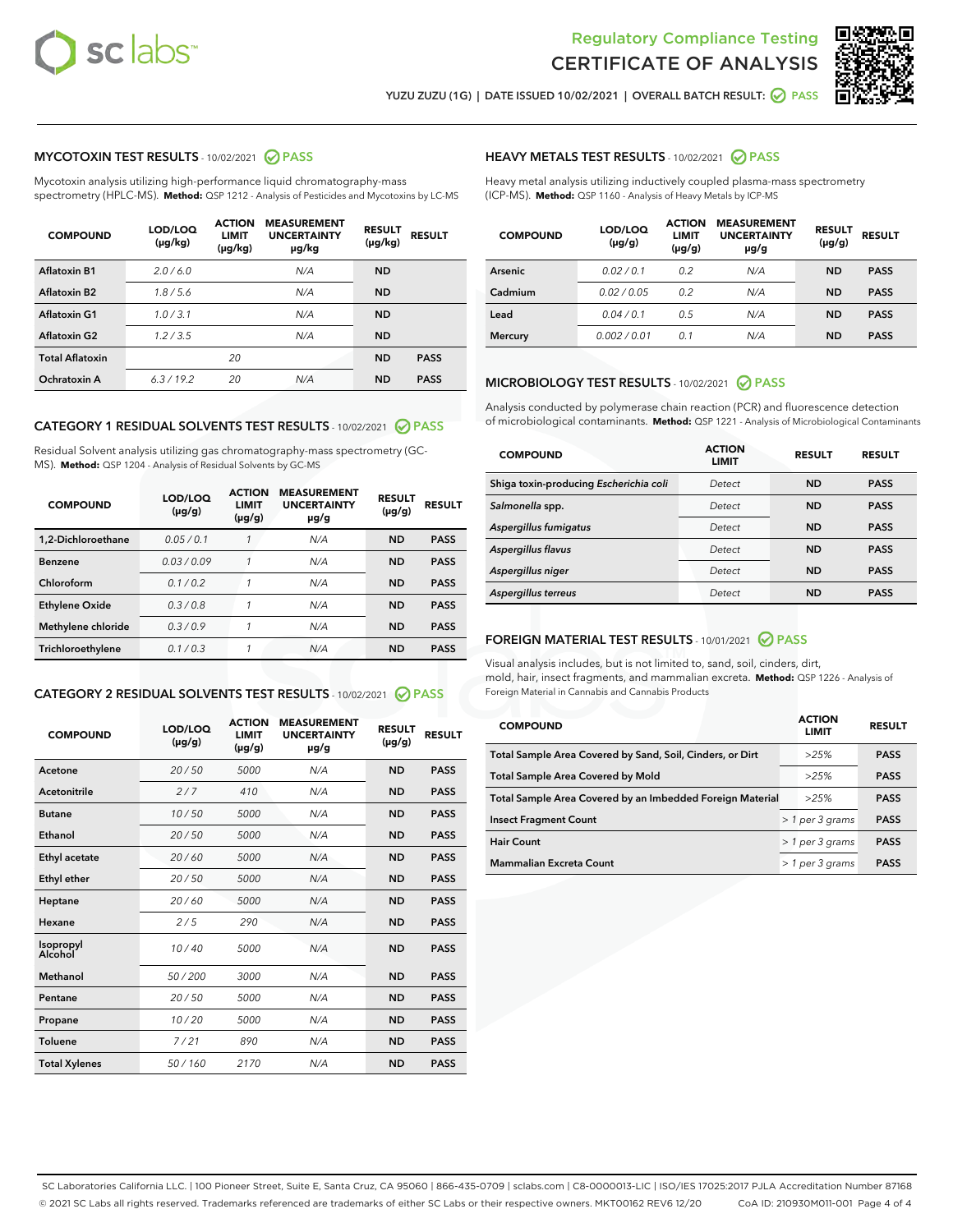Regulatory Compliance Testing
# CERTIFICATE OF ANALYSIS

YUZU ZUZU (1G) | DATE ISSUED 10/02/2021 | OVERALL BATCH RESULT: PASS

## MYCOTOXIN TEST RESULTS - 10/02/2021 PASS

Mycotoxin analysis utilizing high-performance liquid chromatography-mass spectrometry (HPLC-MS). **Method:** QSP 1212 - Analysis of Pesticides and Mycotoxins by LC-MS

| COMPOUND | LOD/LOQ (µg/kg) | ACTION LIMIT (µg/kg) | MEASUREMENT UNCERTAINTY µg/kg | RESULT (µg/kg) | RESULT |
|---|---|---|---|---|---|
| Aflatoxin B1 | 2.0 / 6.0 | | N/A | ND | |
| Aflatoxin B2 | 1.8 / 5.6 | | N/A | ND | |
| Aflatoxin G1 | 1.0 / 3.1 | | N/A | ND | |
| Aflatoxin G2 | 1.2 / 3.5 | | N/A | ND | |
| Total Aflatoxin | | 20 | | ND | PASS |
| Ochratoxin A | 6.3 / 19.2 | 20 | N/A | ND | PASS |

## CATEGORY 1 RESIDUAL SOLVENTS TEST RESULTS - 10/02/2021 PASS

Residual Solvent analysis utilizing gas chromatography-mass spectrometry (GC-MS). **Method:** QSP 1204 - Analysis of Residual Solvents by GC-MS

| COMPOUND | LOD/LOQ (µg/g) | ACTION LIMIT (µg/g) | MEASUREMENT UNCERTAINTY µg/g | RESULT (µg/g) | RESULT |
|---|---|---|---|---|---|
| 1,2-Dichloroethane | 0.05 / 0.1 | 1 | N/A | ND | PASS |
| Benzene | 0.03 / 0.09 | 1 | N/A | ND | PASS |
| Chloroform | 0.1 / 0.2 | 1 | N/A | ND | PASS |
| Ethylene Oxide | 0.3 / 0.8 | 1 | N/A | ND | PASS |
| Methylene chloride | 0.3 / 0.9 | 1 | N/A | ND | PASS |
| Trichloroethylene | 0.1 / 0.3 | 1 | N/A | ND | PASS |

## CATEGORY 2 RESIDUAL SOLVENTS TEST RESULTS - 10/02/2021 PASS

| COMPOUND | LOD/LOQ (µg/g) | ACTION LIMIT (µg/g) | MEASUREMENT UNCERTAINTY µg/g | RESULT (µg/g) | RESULT |
|---|---|---|---|---|---|
| Acetone | 20 / 50 | 5000 | N/A | ND | PASS |
| Acetonitrile | 2 / 7 | 410 | N/A | ND | PASS |
| Butane | 10 / 50 | 5000 | N/A | ND | PASS |
| Ethanol | 20 / 50 | 5000 | N/A | ND | PASS |
| Ethyl acetate | 20 / 60 | 5000 | N/A | ND | PASS |
| Ethyl ether | 20 / 50 | 5000 | N/A | ND | PASS |
| Heptane | 20 / 60 | 5000 | N/A | ND | PASS |
| Hexane | 2 / 5 | 290 | N/A | ND | PASS |
| Isopropyl Alcohol | 10 / 40 | 5000 | N/A | ND | PASS |
| Methanol | 50 / 200 | 3000 | N/A | ND | PASS |
| Pentane | 20 / 50 | 5000 | N/A | ND | PASS |
| Propane | 10 / 20 | 5000 | N/A | ND | PASS |
| Toluene | 7 / 21 | 890 | N/A | ND | PASS |
| Total Xylenes | 50 / 160 | 2170 | N/A | ND | PASS |

## HEAVY METALS TEST RESULTS - 10/02/2021 PASS

Heavy metal analysis utilizing inductively coupled plasma-mass spectrometry (ICP-MS). **Method:** QSP 1160 - Analysis of Heavy Metals by ICP-MS

| COMPOUND | LOD/LOQ (µg/g) | ACTION LIMIT (µg/g) | MEASUREMENT UNCERTAINTY µg/g | RESULT (µg/g) | RESULT |
|---|---|---|---|---|---|
| Arsenic | 0.02 / 0.1 | 0.2 | N/A | ND | PASS |
| Cadmium | 0.02 / 0.05 | 0.2 | N/A | ND | PASS |
| Lead | 0.04 / 0.1 | 0.5 | N/A | ND | PASS |
| Mercury | 0.002 / 0.01 | 0.1 | N/A | ND | PASS |

## MICROBIOLOGY TEST RESULTS - 10/02/2021 PASS

Analysis conducted by polymerase chain reaction (PCR) and fluorescence detection of microbiological contaminants. **Method:** QSP 1221 - Analysis of Microbiological Contaminants

| COMPOUND | ACTION LIMIT | RESULT | RESULT |
|---|---|---|---|
| Shiga toxin-producing *Escherichia coli* | Detect | ND | PASS |
| *Salmonella* spp. | Detect | ND | PASS |
| *Aspergillus fumigatus* | Detect | ND | PASS |
| *Aspergillus flavus* | Detect | ND | PASS |
| *Aspergillus niger* | Detect | ND | PASS |
| *Aspergillus terreus* | Detect | ND | PASS |

## FOREIGN MATERIAL TEST RESULTS - 10/01/2021 PASS

Visual analysis includes, but is not limited to, sand, soil, cinders, dirt, mold, hair, insect fragments, and mammalian excreta. **Method:** QSP 1226 - Analysis of Foreign Material in Cannabis and Cannabis Products

| COMPOUND | ACTION LIMIT | RESULT |
|---|---|---|
| Total Sample Area Covered by Sand, Soil, Cinders, or Dirt | >25% | PASS |
| Total Sample Area Covered by Mold | >25% | PASS |
| Total Sample Area Covered by an Imbedded Foreign Material | >25% | PASS |
| Insect Fragment Count | > 1 per 3 grams | PASS |
| Hair Count | > 1 per 3 grams | PASS |
| Mammalian Excreta Count | > 1 per 3 grams | PASS |

SC Laboratories California LLC. | 100 Pioneer Street, Suite E, Santa Cruz, CA 95060 | 866-435-0709 | sclabs.com | C8-0000013-LIC | ISO/IES 17025:2017 PJLA Accreditation Number 87168
© 2021 SC Labs all rights reserved. Trademarks referenced are trademarks of either SC Labs or their respective owners. MKT00162 REV6 12/20 CoA ID: 210930M011-001